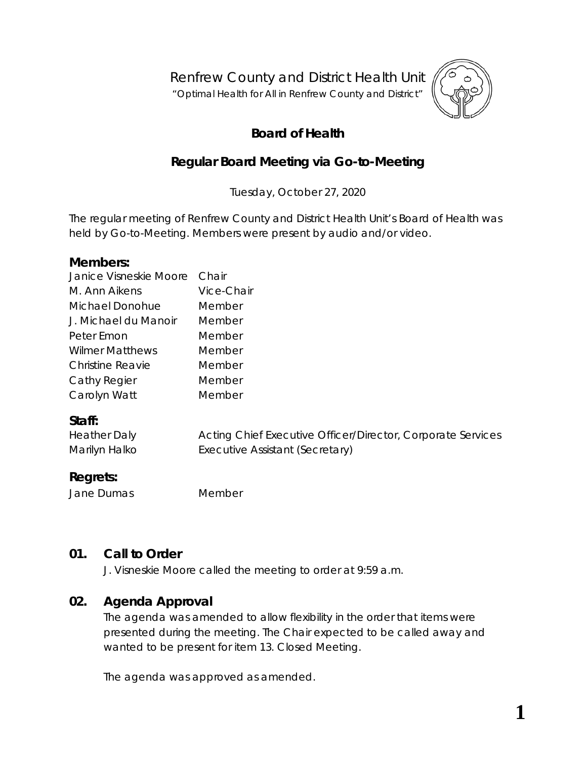Renfrew County and District Health Unit

"Optimal Health for All in Renfrew County and District"

# Board of Health

## Regular Board Meeting via Go-to-Meeting

Tuesday, October 27, 2020

The regular meeting of Renfrew County and District Health Unit's Board of Health was held by Go-to-Meeting. Members were present by audio and/or video.

### Members:

| | |
|---|---|
| Janice Visneskie Moore | Chair |
| M. Ann Aikens | Vice-Chair |
| Michael Donohue | Member |
| J. Michael du Manoir | Member |
| Peter Emon | Member |
| Wilmer Matthews | Member |
| Christine Reavie | Member |
| Cathy Regier | Member |
| Carolyn Watt | Member |

### Staff:

| | |
|---|---|
| Heather Daly | Acting Chief Executive Officer/Director, Corporate Services |
| Marilyn Halko | Executive Assistant (Secretary) |

### Regrets:

| | |
|---|---|
| Jane Dumas | Member |

## 01. Call to Order

J. Visneskie Moore called the meeting to order at 9:59 a.m.

## 02. Agenda Approval

The agenda was amended to allow flexibility in the order that items were presented during the meeting. The Chair expected to be called away and wanted to be present for item 13. Closed Meeting.

The agenda was approved as amended.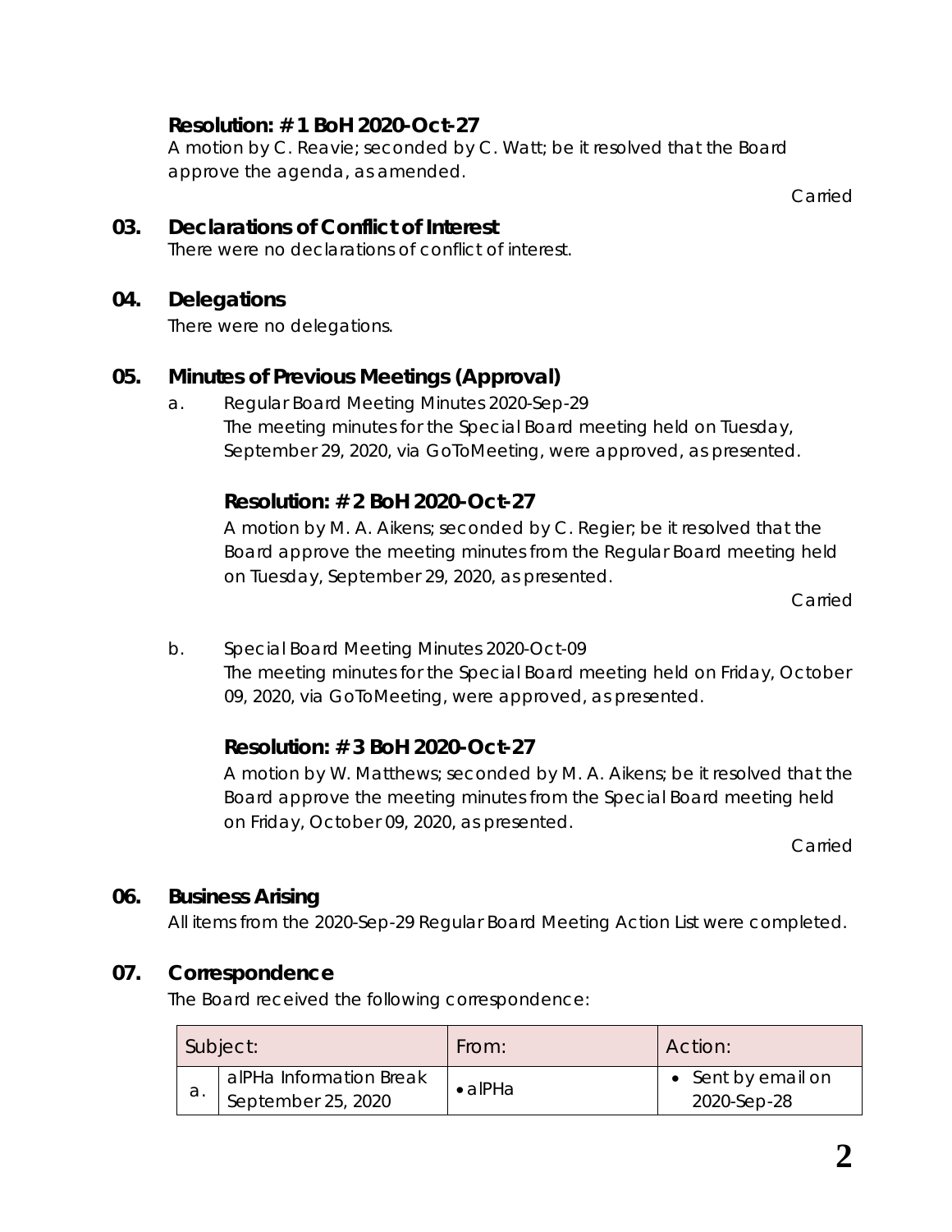**Resolution: # 1 BoH 2020-Oct-27**

A motion by C. Reavie; seconded by C. Watt; be it resolved that the Board approve the agenda, as amended.

Carried

## 03. Declarations of Conflict of Interest

There were no declarations of conflict of interest.

## 04. Delegations

There were no delegations.

## 05. Minutes of Previous Meetings (Approval)

a. Regular Board Meeting Minutes 2020-Sep-29

The meeting minutes for the Special Board meeting held on Tuesday, September 29, 2020, via GoToMeeting, were approved, as presented.

**Resolution: # 2 BoH 2020-Oct-27**

A motion by M. A. Aikens; seconded by C. Regier; be it resolved that the Board approve the meeting minutes from the Regular Board meeting held on Tuesday, September 29, 2020, as presented.

Carried

b. Special Board Meeting Minutes 2020-Oct-09

The meeting minutes for the Special Board meeting held on Friday, October 09, 2020, via GoToMeeting, were approved, as presented.

**Resolution: # 3 BoH 2020-Oct-27**

A motion by W. Matthews; seconded by M. A. Aikens; be it resolved that the Board approve the meeting minutes from the Special Board meeting held on Friday, October 09, 2020, as presented.

Carried

## 06. Business Arising

All items from the 2020-Sep-29 Regular Board Meeting Action List were completed.

## 07. Correspondence

The Board received the following correspondence:

| Subject: | | From: | Action: |
|---|---|---|---|
| a. | alPHa Information Break September 25, 2020 | • alPHa | • Sent by email on 2020-Sep-28 |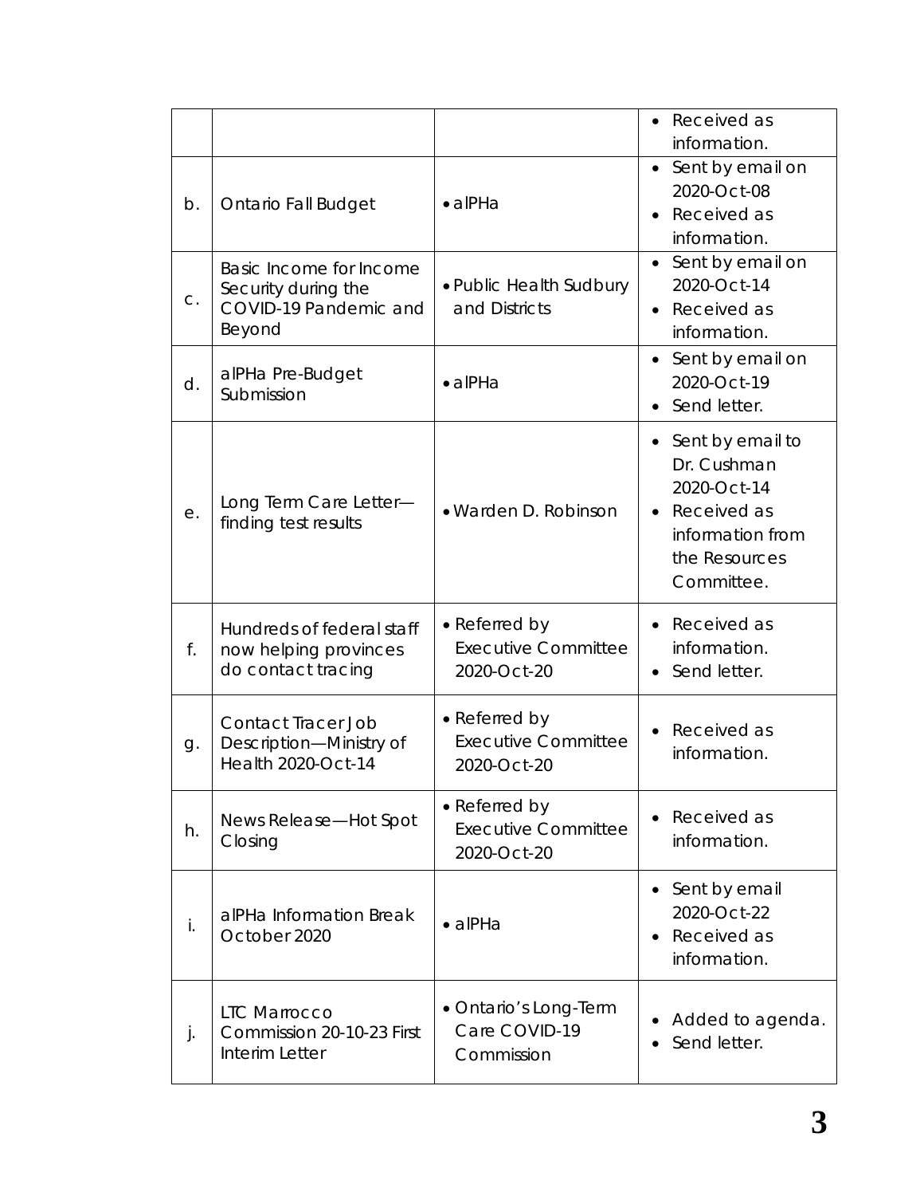| | | | |
|---|---|---|---|
| | | | • Received as information. |
| b. | Ontario Fall Budget | • alPHa | • Sent by email on 2020-Oct-08<br>• Received as information. |
| c. | Basic Income for Income Security during the COVID-19 Pandemic and Beyond | • Public Health Sudbury and Districts | • Sent by email on 2020-Oct-14<br>• Received as information. |
| d. | alPHa Pre-Budget Submission | • alPHa | • Sent by email on 2020-Oct-19<br>• Send letter. |
| e. | Long Term Care Letter—finding test results | • Warden D. Robinson | • Sent by email to Dr. Cushman 2020-Oct-14<br>• Received as information from the Resources Committee. |
| f. | Hundreds of federal staff now helping provinces do contact tracing | • Referred by Executive Committee 2020-Oct-20 | • Received as information.<br>• Send letter. |
| g. | Contact Tracer Job Description—Ministry of Health 2020-Oct-14 | • Referred by Executive Committee 2020-Oct-20 | • Received as information. |
| h. | News Release—Hot Spot Closing | • Referred by Executive Committee 2020-Oct-20 | • Received as information. |
| i. | alPHa Information Break October 2020 | • alPHa | • Sent by email 2020-Oct-22<br>• Received as information. |
| j. | LTC Marrocco Commission 20-10-23 First Interim Letter | • Ontario's Long-Term Care COVID-19 Commission | • Added to agenda.<br>• Send letter. |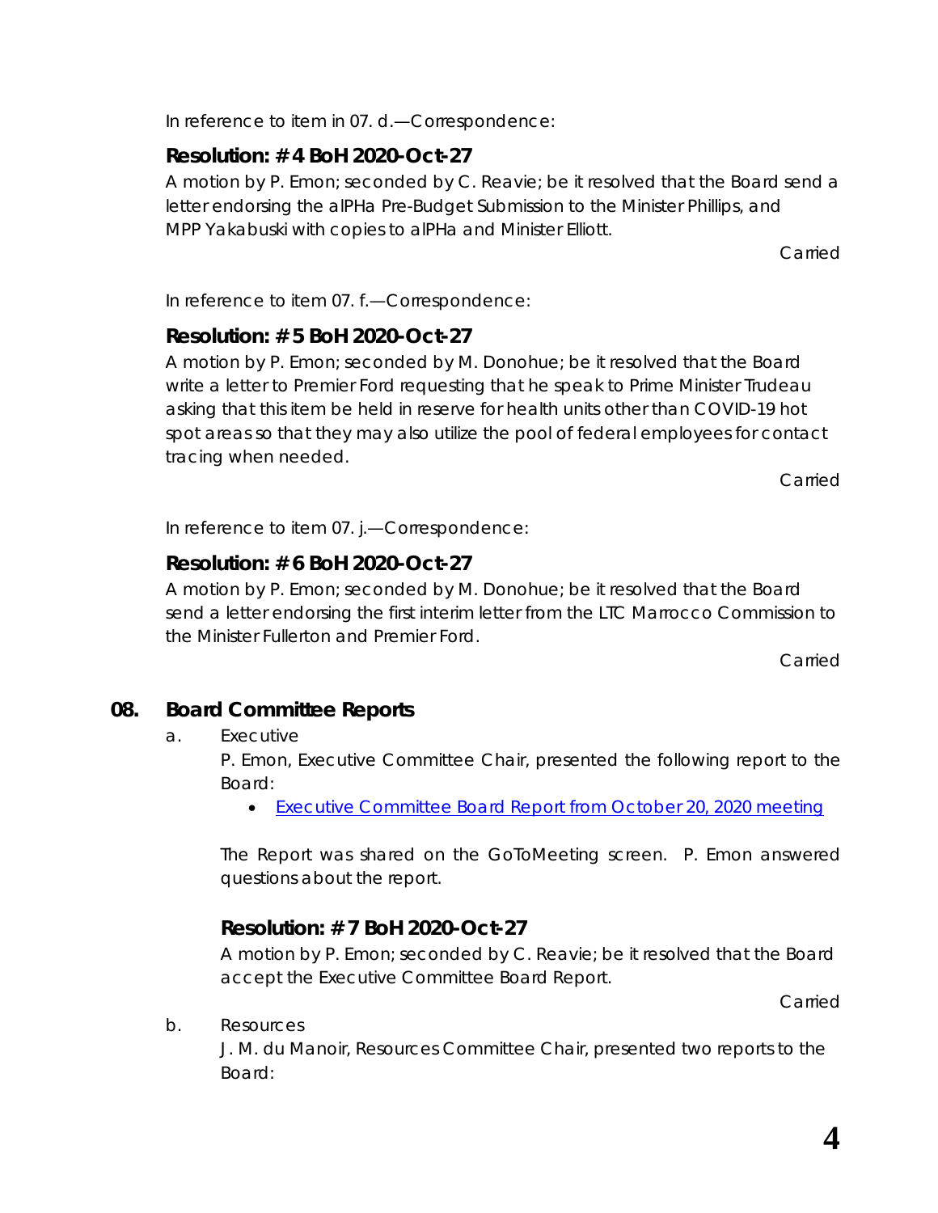In reference to item in 07. d.—Correspondence:

### Resolution: # 4 BoH 2020-Oct-27

A motion by P. Emon; seconded by C. Reavie; be it resolved that the Board send a letter endorsing the alPHa Pre-Budget Submission to the Minister Phillips, and MPP Yakabuski with copies to alPHa and Minister Elliott.

Carried

In reference to item 07. f.—Correspondence:

### Resolution: # 5 BoH 2020-Oct-27

A motion by P. Emon; seconded by M. Donohue; be it resolved that the Board write a letter to Premier Ford requesting that he speak to Prime Minister Trudeau asking that this item be held in reserve for health units other than COVID-19 hot spot areas so that they may also utilize the pool of federal employees for contact tracing when needed.

Carried

In reference to item 07. j.—Correspondence:

### Resolution: # 6 BoH 2020-Oct-27

A motion by P. Emon; seconded by M. Donohue; be it resolved that the Board send a letter endorsing the first interim letter from the LTC Marrocco Commission to the Minister Fullerton and Premier Ford.

Carried

## 08. Board Committee Reports

a. Executive

P. Emon, Executive Committee Chair, presented the following report to the Board:

- [Executive Committee Board Report from October 20, 2020 meeting]

The Report was shared on the GoToMeeting screen. P. Emon answered questions about the report.

### Resolution: # 7 BoH 2020-Oct-27

A motion by P. Emon; seconded by C. Reavie; be it resolved that the Board accept the Executive Committee Board Report.

Carried

b. Resources

J. M. du Manoir, Resources Committee Chair, presented two reports to the Board: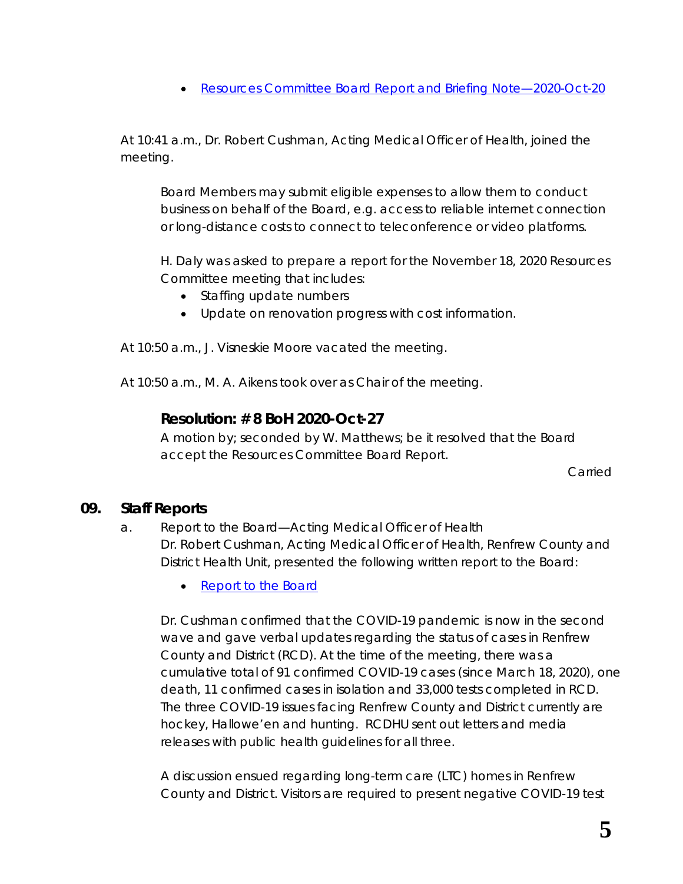- [Resources Committee Board Report and Briefing Note—2020-Oct-20]()

At 10:41 a.m., Dr. Robert Cushman, Acting Medical Officer of Health, joined the meeting.

Board Members may submit eligible expenses to allow them to conduct business on behalf of the Board, e.g. access to reliable internet connection or long-distance costs to connect to teleconference or video platforms.

H. Daly was asked to prepare a report for the November 18, 2020 Resources Committee meeting that includes:

- Staffing update numbers
- Update on renovation progress with cost information.

At 10:50 a.m., J. Visneskie Moore vacated the meeting.

At 10:50 a.m., M. A. Aikens took over as Chair of the meeting.

**Resolution: # 8 BoH 2020-Oct-27**

A motion by; seconded by W. Matthews; be it resolved that the Board accept the Resources Committee Board Report.

Carried

## 09. Staff Reports

a. Report to the Board—Acting Medical Officer of Health

Dr. Robert Cushman, Acting Medical Officer of Health, Renfrew County and District Health Unit, presented the following written report to the Board:

- [Report to the Board]()

Dr. Cushman confirmed that the COVID-19 pandemic is now in the second wave and gave verbal updates regarding the status of cases in Renfrew County and District (RCD). At the time of the meeting, there was a cumulative total of 91 confirmed COVID-19 cases (since March 18, 2020), one death, 11 confirmed cases in isolation and 33,000 tests completed in RCD. The three COVID-19 issues facing Renfrew County and District currently are hockey, Hallowe'en and hunting. RCDHU sent out letters and media releases with public health guidelines for all three.

A discussion ensued regarding long-term care (LTC) homes in Renfrew County and District. Visitors are required to present negative COVID-19 test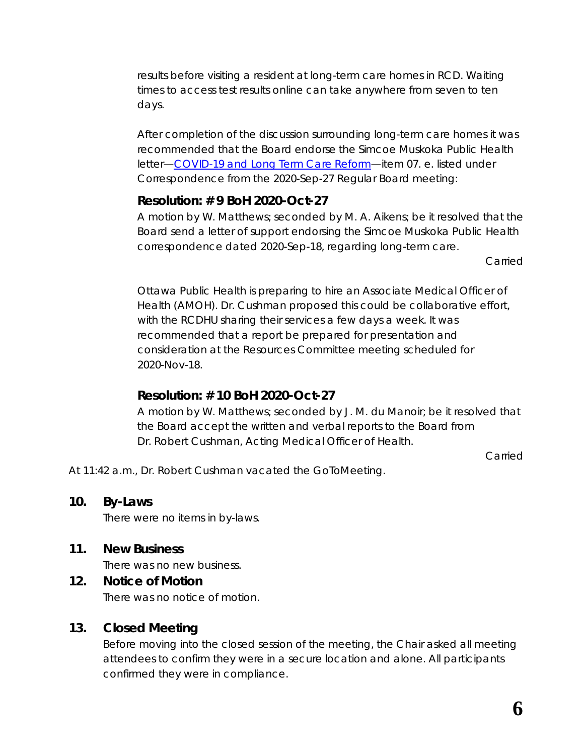results before visiting a resident at long-term care homes in RCD. Waiting times to access test results online can take anywhere from seven to ten days.

After completion of the discussion surrounding long-term care homes it was recommended that the Board endorse the Simcoe Muskoka Public Health letter—[COVID-19 and Long Term Care Reform]—item 07. e. listed under Correspondence from the 2020-Sep-27 Regular Board meeting:

### Resolution: # 9 BoH 2020-Oct-27

A motion by W. Matthews; seconded by M. A. Aikens; be it resolved that the Board send a letter of support endorsing the Simcoe Muskoka Public Health correspondence dated 2020-Sep-18, regarding long-term care.

Carried

Ottawa Public Health is preparing to hire an Associate Medical Officer of Health (AMOH). Dr. Cushman proposed this could be collaborative effort, with the RCDHU sharing their services a few days a week. It was recommended that a report be prepared for presentation and consideration at the Resources Committee meeting scheduled for 2020-Nov-18.

### Resolution: # 10 BoH 2020-Oct-27

A motion by W. Matthews; seconded by J. M. du Manoir; be it resolved that the Board accept the written and verbal reports to the Board from Dr. Robert Cushman, Acting Medical Officer of Health.

Carried

At 11:42 a.m., Dr. Robert Cushman vacated the GoToMeeting.

## 10. By-Laws

There were no items in by-laws.

## 11. New Business

There was no new business.

## 12. Notice of Motion

There was no notice of motion.

## 13. Closed Meeting

Before moving into the closed session of the meeting, the Chair asked all meeting attendees to confirm they were in a secure location and alone. All participants confirmed they were in compliance.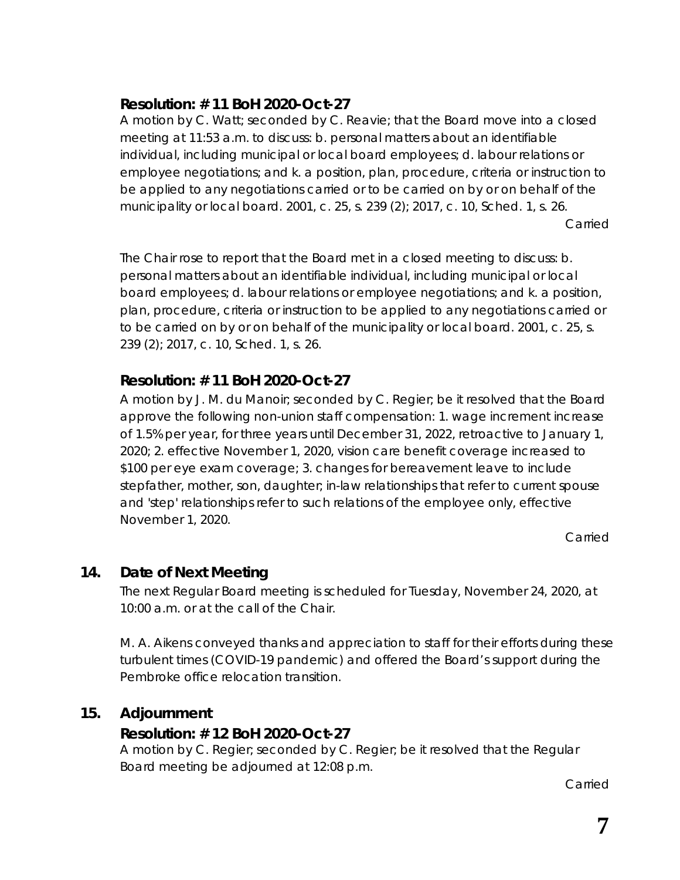**Resolution: # 11 BoH 2020-Oct-27**

A motion by C. Watt; seconded by C. Reavie; that the Board move into a closed meeting at 11:53 a.m. to discuss: b. personal matters about an identifiable individual, including municipal or local board employees; d. labour relations or employee negotiations; and k. a position, plan, procedure, criteria or instruction to be applied to any negotiations carried or to be carried on by or on behalf of the municipality or local board. 2001, c. 25, s. 239 (2); 2017, c. 10, Sched. 1, s. 26.

Carried

The Chair rose to report that the Board met in a closed meeting to discuss: b. personal matters about an identifiable individual, including municipal or local board employees; d. labour relations or employee negotiations; and k. a position, plan, procedure, criteria or instruction to be applied to any negotiations carried or to be carried on by or on behalf of the municipality or local board. 2001, c. 25, s. 239 (2); 2017, c. 10, Sched. 1, s. 26.

**Resolution: # 11 BoH 2020-Oct-27**

A motion by J. M. du Manoir; seconded by C. Regier; be it resolved that the Board approve the following non-union staff compensation: 1. wage increment increase of 1.5% per year, for three years until December 31, 2022, retroactive to January 1, 2020; 2. effective November 1, 2020, vision care benefit coverage increased to $100 per eye exam coverage; 3. changes for bereavement leave to include stepfather, mother, son, daughter; in-law relationships that refer to current spouse and 'step' relationships refer to such relations of the employee only, effective November 1, 2020.

Carried

## 14. Date of Next Meeting

The next Regular Board meeting is scheduled for Tuesday, November 24, 2020, at 10:00 a.m. or at the call of the Chair.

M. A. Aikens conveyed thanks and appreciation to staff for their efforts during these turbulent times (COVID-19 pandemic) and offered the Board's support during the Pembroke office relocation transition.

## 15. Adjournment

**Resolution: # 12 BoH 2020-Oct-27**

A motion by C. Regier; seconded by C. Regier; be it resolved that the Regular Board meeting be adjourned at 12:08 p.m.

Carried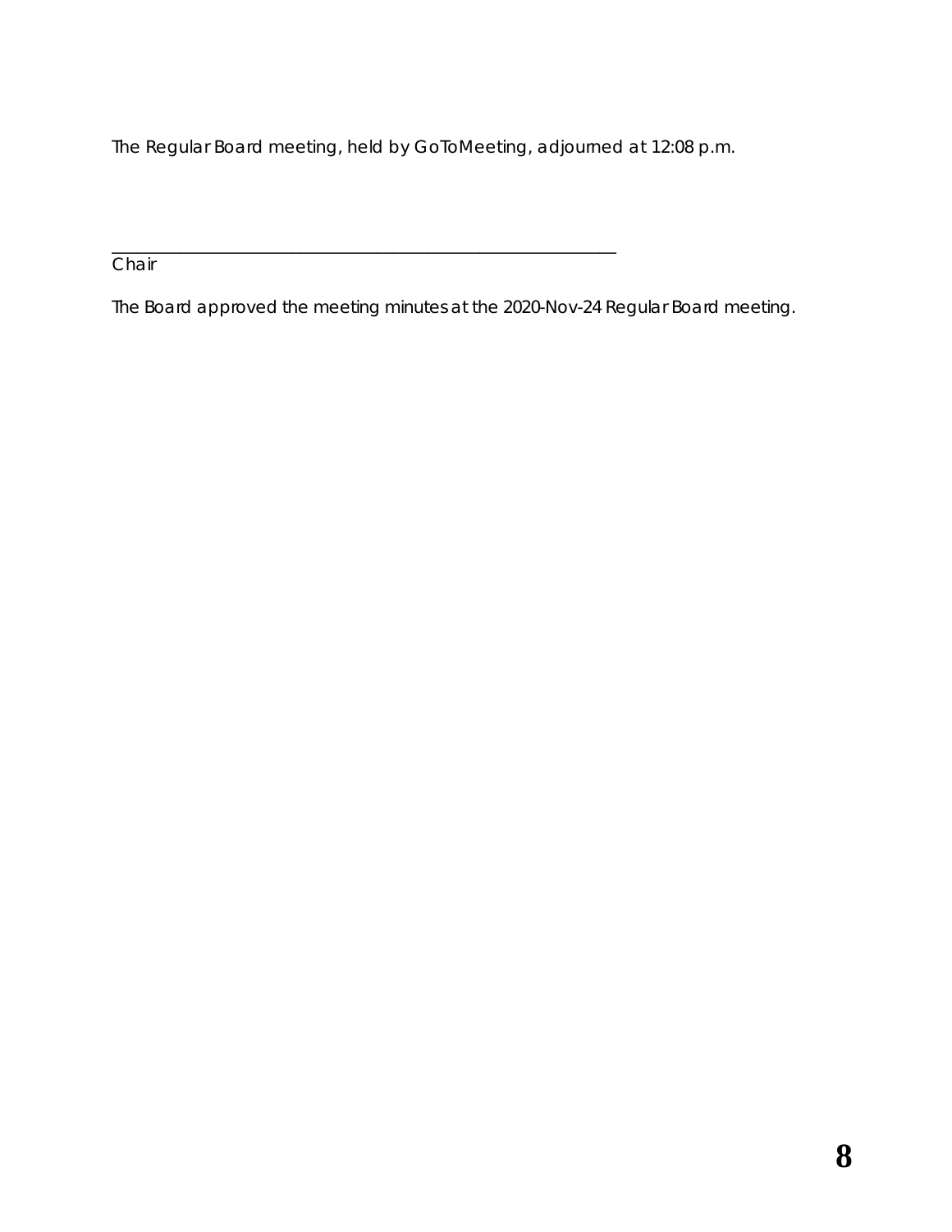The Regular Board meeting, held by GoToMeeting, adjourned at 12:08 p.m.

\_\_\_\_\_\_\_\_\_\_\_\_\_\_\_\_\_\_\_\_\_\_\_\_\_\_\_\_\_\_\_\_\_\_\_\_\_\_\_\_\_\_\_\_\_\_\_\_\_\_\_\_\_\_\_\_

Chair

The Board approved the meeting minutes at the 2020-Nov-24 Regular Board meeting.